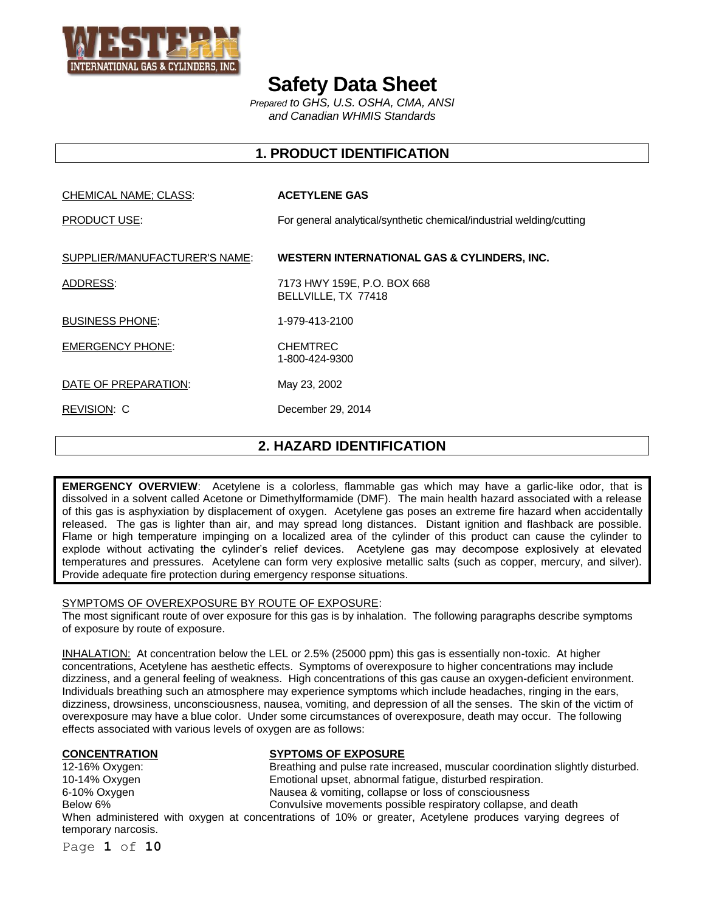WESTERN INTERNATIONAL GAS & CYLINDERS, INC.

# Safety Data Sheet

*Prepared to GHS, U.S. OSHA, CMA, ANSI and Canadian WHMIS Standards*

## 1. PRODUCT IDENTIFICATION

| | |
|---|---|
| CHEMICAL NAME; CLASS: | **ACETYLENE GAS** |
| PRODUCT USE: | For general analytical/synthetic chemical/industrial welding/cutting |
| SUPPLIER/MANUFACTURER'S NAME: | **WESTERN INTERNATIONAL GAS & CYLINDERS, INC.** |
| ADDRESS: | 7173 HWY 159E, P.O. BOX 668<br>BELLVILLE, TX 77418 |
| BUSINESS PHONE: | 1-979-413-2100 |
| EMERGENCY PHONE: | CHEMTREC<br>1-800-424-9300 |
| DATE OF PREPARATION: | May 23, 2002 |
| REVISION: C | December 29, 2014 |

## 2. HAZARD IDENTIFICATION

**EMERGENCY OVERVIEW**: Acetylene is a colorless, flammable gas which may have a garlic-like odor, that is dissolved in a solvent called Acetone or Dimethylformamide (DMF). The main health hazard associated with a release of this gas is asphyxiation by displacement of oxygen. Acetylene gas poses an extreme fire hazard when accidentally released. The gas is lighter than air, and may spread long distances. Distant ignition and flashback are possible. Flame or high temperature impinging on a localized area of the cylinder of this product can cause the cylinder to explode without activating the cylinder's relief devices. Acetylene gas may decompose explosively at elevated temperatures and pressures. Acetylene can form very explosive metallic salts (such as copper, mercury, and silver). Provide adequate fire protection during emergency response situations.

SYMPTOMS OF OVEREXPOSURE BY ROUTE OF EXPOSURE:

The most significant route of over exposure for this gas is by inhalation. The following paragraphs describe symptoms of exposure by route of exposure.

INHALATION: At concentration below the LEL or 2.5% (25000 ppm) this gas is essentially non-toxic. At higher concentrations, Acetylene has aesthetic effects. Symptoms of overexposure to higher concentrations may include dizziness, and a general feeling of weakness. High concentrations of this gas cause an oxygen-deficient environment. Individuals breathing such an atmosphere may experience symptoms which include headaches, ringing in the ears, dizziness, drowsiness, unconsciousness, nausea, vomiting, and depression of all the senses. The skin of the victim of overexposure may have a blue color. Under some circumstances of overexposure, death may occur. The following effects associated with various levels of oxygen are as follows:

| **CONCENTRATION** | **SYPTOMS OF EXPOSURE** |
|---|---|
| 12-16% Oxygen: | Breathing and pulse rate increased, muscular coordination slightly disturbed. |
| 10-14% Oxygen | Emotional upset, abnormal fatigue, disturbed respiration. |
| 6-10% Oxygen | Nausea & vomiting, collapse or loss of consciousness |
| Below 6% | Convulsive movements possible respiratory collapse, and death |

When administered with oxygen at concentrations of 10% or greater, Acetylene produces varying degrees of temporary narcosis.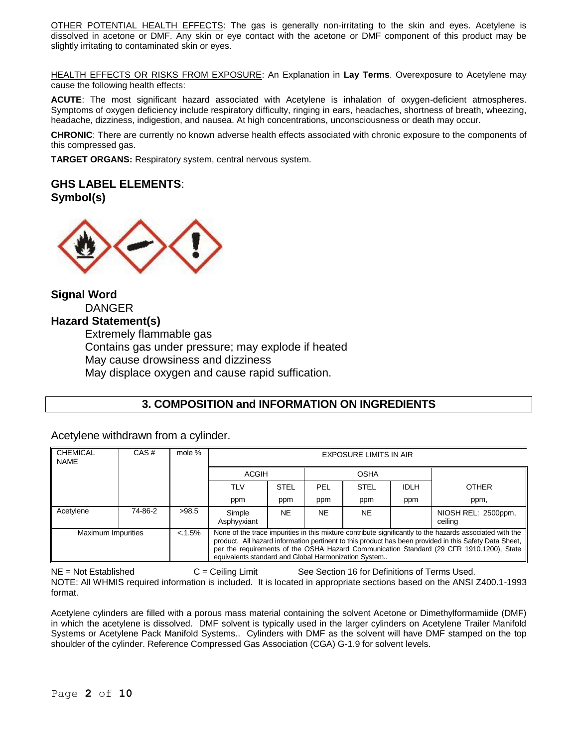<u>OTHER POTENTIAL HEALTH EFFECTS</u>: The gas is generally non-irritating to the skin and eyes. Acetylene is dissolved in acetone or DMF. Any skin or eye contact with the acetone or DMF component of this product may be slightly irritating to contaminated skin or eyes.

<u>HEALTH EFFECTS OR RISKS FROM EXPOSURE</u>: An Explanation in **Lay Terms**. Overexposure to Acetylene may cause the following health effects:

**ACUTE**: The most significant hazard associated with Acetylene is inhalation of oxygen-deficient atmospheres. Symptoms of oxygen deficiency include respiratory difficulty, ringing in ears, headaches, shortness of breath, wheezing, headache, dizziness, indigestion, and nausea. At high concentrations, unconsciousness or death may occur.

**CHRONIC**: There are currently no known adverse health effects associated with chronic exposure to the components of this compressed gas.

**TARGET ORGANS:** Respiratory system, central nervous system.

## GHS LABEL ELEMENTS:

**Symbol(s)**

**Signal Word**

DANGER

**Hazard Statement(s)**

Extremely flammable gas
Contains gas under pressure; may explode if heated
May cause drowsiness and dizziness
May displace oxygen and cause rapid suffication.

## 3. COMPOSITION and INFORMATION ON INGREDIENTS

Acetylene withdrawn from a cylinder.

| CHEMICAL NAME | CAS # | mole % | EXPOSURE LIMITS IN AIR | | | | | |
|---|---|---|---|---|---|---|---|---|
| | | | ACGIH | | OSHA | | | |
| | | | TLV | STEL | PEL | STEL | IDLH | OTHER |
| | | | ppm | ppm | ppm | ppm | ppm | ppm, |
| Acetylene | 74-86-2 | >98.5 | Simple Asphyyxiant | NE | NE | NE | | NIOSH REL: 2500ppm, ceiling |
| Maximum Impurities | | <.1.5% | None of the trace impurities in this mixture contribute significantly to the hazards associated with the product. All hazard information pertinent to this product has been provided in this Safety Data Sheet, per the requirements of the OSHA Hazard Communication Standard (29 CFR 1910.1200), State equivalents standard and Global Harmonization System.. | | | | | |

NE = Not Established C = Ceiling Limit See Section 16 for Definitions of Terms Used.
NOTE: All WHMIS required information is included. It is located in appropriate sections based on the ANSI Z400.1-1993 format.

Acetylene cylinders are filled with a porous mass material containing the solvent Acetone or Dimethylformamiide (DMF) in which the acetylene is dissolved. DMF solvent is typically used in the larger cylinders on Acetylene Trailer Manifold Systems or Acetylene Pack Manifold Systems.. Cylinders with DMF as the solvent will have DMF stamped on the top shoulder of the cylinder. Reference Compressed Gas Association (CGA) G-1.9 for solvent levels.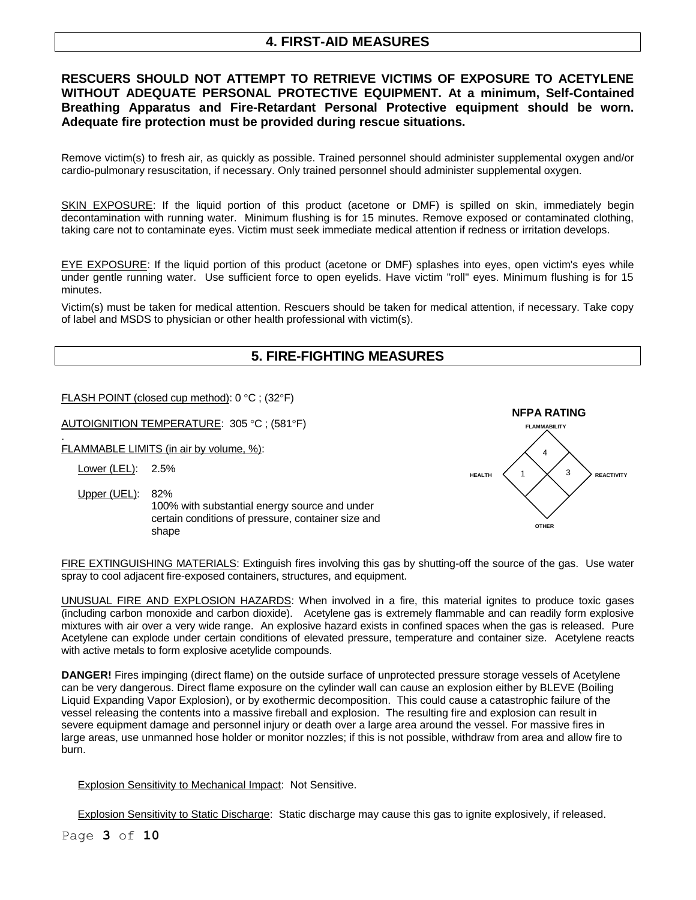## 4. FIRST-AID MEASURES

**RESCUERS SHOULD NOT ATTEMPT TO RETRIEVE VICTIMS OF EXPOSURE TO ACETYLENE WITHOUT ADEQUATE PERSONAL PROTECTIVE EQUIPMENT. At a minimum, Self-Contained Breathing Apparatus and Fire-Retardant Personal Protective equipment should be worn. Adequate fire protection must be provided during rescue situations.**

Remove victim(s) to fresh air, as quickly as possible. Trained personnel should administer supplemental oxygen and/or cardio-pulmonary resuscitation, if necessary. Only trained personnel should administer supplemental oxygen.

SKIN EXPOSURE: If the liquid portion of this product (acetone or DMF) is spilled on skin, immediately begin decontamination with running water. Minimum flushing is for 15 minutes. Remove exposed or contaminated clothing, taking care not to contaminate eyes. Victim must seek immediate medical attention if redness or irritation develops.

EYE EXPOSURE: If the liquid portion of this product (acetone or DMF) splashes into eyes, open victim's eyes while under gentle running water. Use sufficient force to open eyelids. Have victim "roll" eyes. Minimum flushing is for 15 minutes.

Victim(s) must be taken for medical attention. Rescuers should be taken for medical attention, if necessary. Take copy of label and MSDS to physician or other health professional with victim(s).

## 5. FIRE-FIGHTING MEASURES

FLASH POINT (closed cup method): 0 °C ; (32°F)

AUTOIGNITION TEMPERATURE: 305 °C ; (581°F)

FLAMMABLE LIMITS (in air by volume, %):

Lower (LEL): 2.5%

Upper (UEL): 82%
100% with substantial energy source and under certain conditions of pressure, container size and shape

**NFPA RATING**

| FLAMMABILITY | HEALTH | REACTIVITY | OTHER |
|---|---|---|---|
| 4 | 1 | 3 | |

FIRE EXTINGUISHING MATERIALS: Extinguish fires involving this gas by shutting-off the source of the gas. Use water spray to cool adjacent fire-exposed containers, structures, and equipment.

UNUSUAL FIRE AND EXPLOSION HAZARDS: When involved in a fire, this material ignites to produce toxic gases (including carbon monoxide and carbon dioxide). Acetylene gas is extremely flammable and can readily form explosive mixtures with air over a very wide range. An explosive hazard exists in confined spaces when the gas is released. Pure Acetylene can explode under certain conditions of elevated pressure, temperature and container size. Acetylene reacts with active metals to form explosive acetylide compounds.

**DANGER!** Fires impinging (direct flame) on the outside surface of unprotected pressure storage vessels of Acetylene can be very dangerous. Direct flame exposure on the cylinder wall can cause an explosion either by BLEVE (Boiling Liquid Expanding Vapor Explosion), or by exothermic decomposition. This could cause a catastrophic failure of the vessel releasing the contents into a massive fireball and explosion. The resulting fire and explosion can result in severe equipment damage and personnel injury or death over a large area around the vessel. For massive fires in large areas, use unmanned hose holder or monitor nozzles; if this is not possible, withdraw from area and allow fire to burn.

Explosion Sensitivity to Mechanical Impact: Not Sensitive.

Explosion Sensitivity to Static Discharge: Static discharge may cause this gas to ignite explosively, if released.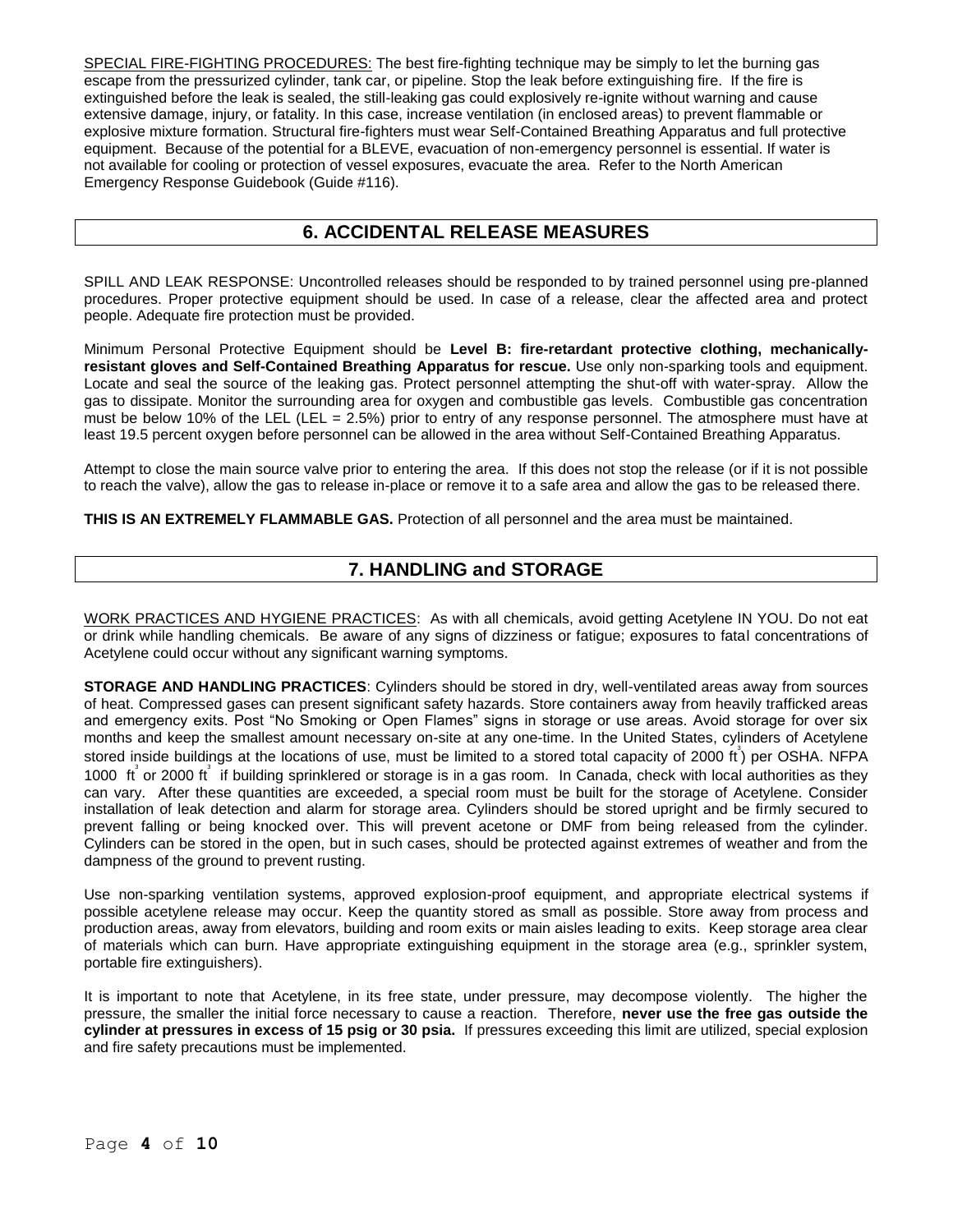SPECIAL FIRE-FIGHTING PROCEDURES: The best fire-fighting technique may be simply to let the burning gas escape from the pressurized cylinder, tank car, or pipeline. Stop the leak before extinguishing fire. If the fire is extinguished before the leak is sealed, the still-leaking gas could explosively re-ignite without warning and cause extensive damage, injury, or fatality. In this case, increase ventilation (in enclosed areas) to prevent flammable or explosive mixture formation. Structural fire-fighters must wear Self-Contained Breathing Apparatus and full protective equipment. Because of the potential for a BLEVE, evacuation of non-emergency personnel is essential. If water is not available for cooling or protection of vessel exposures, evacuate the area. Refer to the North American Emergency Response Guidebook (Guide #116).

## 6. ACCIDENTAL RELEASE MEASURES

SPILL AND LEAK RESPONSE: Uncontrolled releases should be responded to by trained personnel using pre-planned procedures. Proper protective equipment should be used. In case of a release, clear the affected area and protect people. Adequate fire protection must be provided.

Minimum Personal Protective Equipment should be **Level B: fire-retardant protective clothing, mechanically-resistant gloves and Self-Contained Breathing Apparatus for rescue.** Use only non-sparking tools and equipment. Locate and seal the source of the leaking gas. Protect personnel attempting the shut-off with water-spray. Allow the gas to dissipate. Monitor the surrounding area for oxygen and combustible gas levels. Combustible gas concentration must be below 10% of the LEL (LEL = 2.5%) prior to entry of any response personnel. The atmosphere must have at least 19.5 percent oxygen before personnel can be allowed in the area without Self-Contained Breathing Apparatus.

Attempt to close the main source valve prior to entering the area. If this does not stop the release (or if it is not possible to reach the valve), allow the gas to release in-place or remove it to a safe area and allow the gas to be released there.

**THIS IS AN EXTREMELY FLAMMABLE GAS.** Protection of all personnel and the area must be maintained.

## 7. HANDLING and STORAGE

WORK PRACTICES AND HYGIENE PRACTICES: As with all chemicals, avoid getting Acetylene IN YOU. Do not eat or drink while handling chemicals. Be aware of any signs of dizziness or fatigue; exposures to fatal concentrations of Acetylene could occur without any significant warning symptoms.

**STORAGE AND HANDLING PRACTICES**: Cylinders should be stored in dry, well-ventilated areas away from sources of heat. Compressed gases can present significant safety hazards. Store containers away from heavily trafficked areas and emergency exits. Post "No Smoking or Open Flames" signs in storage or use areas. Avoid storage for over six months and keep the smallest amount necessary on-site at any one-time. In the United States, cylinders of Acetylene stored inside buildings at the locations of use, must be limited to a stored total capacity of 2000 $ft^3$) per OSHA. NFPA 1000 $ft^3$ or 2000 $ft^3$ if building sprinklered or storage is in a gas room. In Canada, check with local authorities as they can vary. After these quantities are exceeded, a special room must be built for the storage of Acetylene. Consider installation of leak detection and alarm for storage area. Cylinders should be stored upright and be firmly secured to prevent falling or being knocked over. This will prevent acetone or DMF from being released from the cylinder. Cylinders can be stored in the open, but in such cases, should be protected against extremes of weather and from the dampness of the ground to prevent rusting.

Use non-sparking ventilation systems, approved explosion-proof equipment, and appropriate electrical systems if possible acetylene release may occur. Keep the quantity stored as small as possible. Store away from process and production areas, away from elevators, building and room exits or main aisles leading to exits. Keep storage area clear of materials which can burn. Have appropriate extinguishing equipment in the storage area (e.g., sprinkler system, portable fire extinguishers).

It is important to note that Acetylene, in its free state, under pressure, may decompose violently. The higher the pressure, the smaller the initial force necessary to cause a reaction. Therefore, **never use the free gas outside the cylinder at pressures in excess of 15 psig or 30 psia.** If pressures exceeding this limit are utilized, special explosion and fire safety precautions must be implemented.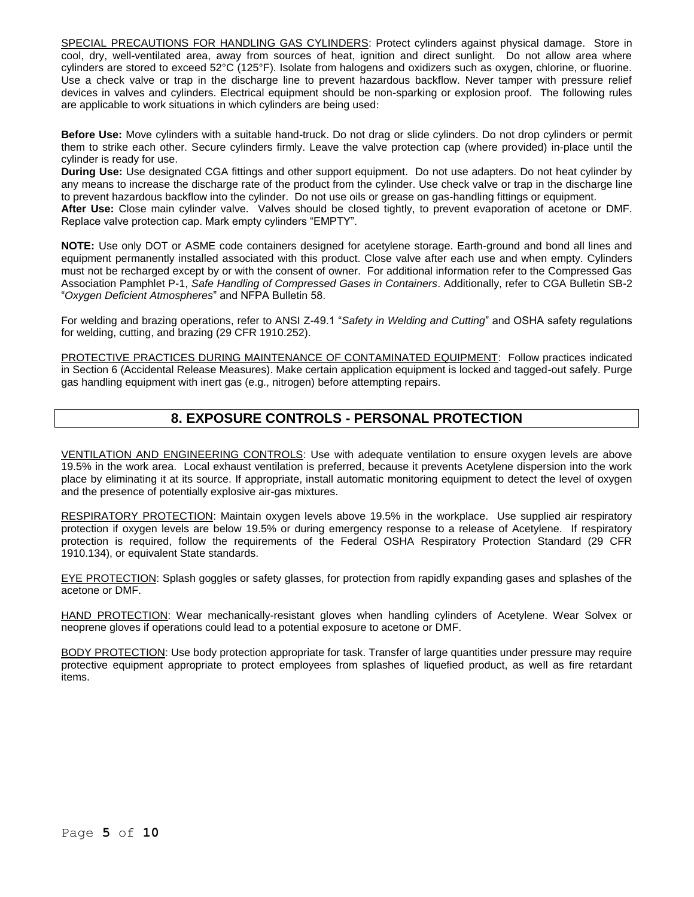SPECIAL PRECAUTIONS FOR HANDLING GAS CYLINDERS: Protect cylinders against physical damage. Store in cool, dry, well-ventilated area, away from sources of heat, ignition and direct sunlight. Do not allow area where cylinders are stored to exceed 52°C (125°F). Isolate from halogens and oxidizers such as oxygen, chlorine, or fluorine. Use a check valve or trap in the discharge line to prevent hazardous backflow. Never tamper with pressure relief devices in valves and cylinders. Electrical equipment should be non-sparking or explosion proof. The following rules are applicable to work situations in which cylinders are being used:

**Before Use:** Move cylinders with a suitable hand-truck. Do not drag or slide cylinders. Do not drop cylinders or permit them to strike each other. Secure cylinders firmly. Leave the valve protection cap (where provided) in-place until the cylinder is ready for use.

**During Use:** Use designated CGA fittings and other support equipment. Do not use adapters. Do not heat cylinder by any means to increase the discharge rate of the product from the cylinder. Use check valve or trap in the discharge line to prevent hazardous backflow into the cylinder. Do not use oils or grease on gas-handling fittings or equipment.

**After Use:** Close main cylinder valve. Valves should be closed tightly, to prevent evaporation of acetone or DMF. Replace valve protection cap. Mark empty cylinders "EMPTY".

**NOTE:** Use only DOT or ASME code containers designed for acetylene storage. Earth-ground and bond all lines and equipment permanently installed associated with this product. Close valve after each use and when empty. Cylinders must not be recharged except by or with the consent of owner. For additional information refer to the Compressed Gas Association Pamphlet P-1, *Safe Handling of Compressed Gases in Containers*. Additionally, refer to CGA Bulletin SB-2 "*Oxygen Deficient Atmospheres*" and NFPA Bulletin 58.

For welding and brazing operations, refer to ANSI Z-49.1 "*Safety in Welding and Cutting*" and OSHA safety regulations for welding, cutting, and brazing (29 CFR 1910.252).

PROTECTIVE PRACTICES DURING MAINTENANCE OF CONTAMINATED EQUIPMENT: Follow practices indicated in Section 6 (Accidental Release Measures). Make certain application equipment is locked and tagged-out safely. Purge gas handling equipment with inert gas (e.g., nitrogen) before attempting repairs.

## 8. EXPOSURE CONTROLS - PERSONAL PROTECTION

VENTILATION AND ENGINEERING CONTROLS: Use with adequate ventilation to ensure oxygen levels are above 19.5% in the work area. Local exhaust ventilation is preferred, because it prevents Acetylene dispersion into the work place by eliminating it at its source. If appropriate, install automatic monitoring equipment to detect the level of oxygen and the presence of potentially explosive air-gas mixtures.

RESPIRATORY PROTECTION: Maintain oxygen levels above 19.5% in the workplace. Use supplied air respiratory protection if oxygen levels are below 19.5% or during emergency response to a release of Acetylene. If respiratory protection is required, follow the requirements of the Federal OSHA Respiratory Protection Standard (29 CFR 1910.134), or equivalent State standards.

EYE PROTECTION: Splash goggles or safety glasses, for protection from rapidly expanding gases and splashes of the acetone or DMF.

HAND PROTECTION: Wear mechanically-resistant gloves when handling cylinders of Acetylene. Wear Solvex or neoprene gloves if operations could lead to a potential exposure to acetone or DMF.

BODY PROTECTION: Use body protection appropriate for task. Transfer of large quantities under pressure may require protective equipment appropriate to protect employees from splashes of liquefied product, as well as fire retardant items.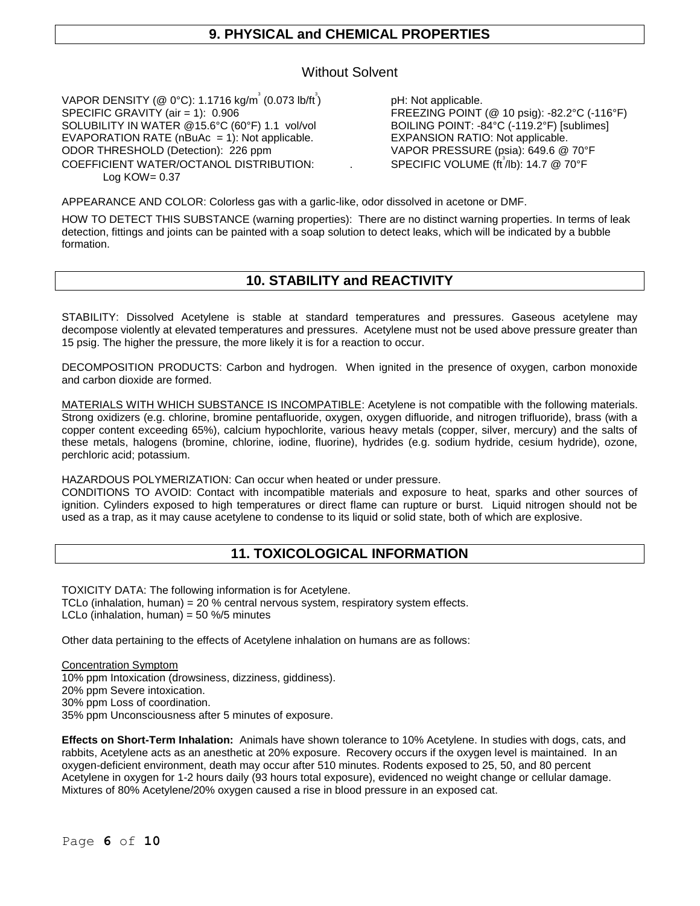## 9. PHYSICAL and CHEMICAL PROPERTIES

Without Solvent

VAPOR DENSITY (@ 0°C): 1.1716 kg/$m^3$ (0.073 lb/$ft^3$)
SPECIFIC GRAVITY (air = 1): 0.906
SOLUBILITY IN WATER @15.6°C (60°F) 1.1 vol/vol
EVAPORATION RATE (nBuAc = 1): Not applicable.
ODOR THRESHOLD (Detection): 226 ppm
COEFFICIENT WATER/OCTANOL DISTRIBUTION: Log KOW= 0.37

pH: Not applicable.
FREEZING POINT (@ 10 psig): -82.2°C (-116°F)
BOILING POINT: -84°C (-119.2°F) [sublimes]
EXPANSION RATIO: Not applicable.
VAPOR PRESSURE (psia): 649.6 @ 70°F
SPECIFIC VOLUME ($ft^3$/lb): 14.7 @ 70°F

APPEARANCE AND COLOR: Colorless gas with a garlic-like, odor dissolved in acetone or DMF.

HOW TO DETECT THIS SUBSTANCE (warning properties): There are no distinct warning properties. In terms of leak detection, fittings and joints can be painted with a soap solution to detect leaks, which will be indicated by a bubble formation.

## 10. STABILITY and REACTIVITY

STABILITY: Dissolved Acetylene is stable at standard temperatures and pressures. Gaseous acetylene may decompose violently at elevated temperatures and pressures. Acetylene must not be used above pressure greater than 15 psig. The higher the pressure, the more likely it is for a reaction to occur.

DECOMPOSITION PRODUCTS: Carbon and hydrogen. When ignited in the presence of oxygen, carbon monoxide and carbon dioxide are formed.

MATERIALS WITH WHICH SUBSTANCE IS INCOMPATIBLE: Acetylene is not compatible with the following materials. Strong oxidizers (e.g. chlorine, bromine pentafluoride, oxygen, oxygen difluoride, and nitrogen trifluoride), brass (with a copper content exceeding 65%), calcium hypochlorite, various heavy metals (copper, silver, mercury) and the salts of these metals, halogens (bromine, chlorine, iodine, fluorine), hydrides (e.g. sodium hydride, cesium hydride), ozone, perchloric acid; potassium.

HAZARDOUS POLYMERIZATION: Can occur when heated or under pressure.

CONDITIONS TO AVOID: Contact with incompatible materials and exposure to heat, sparks and other sources of ignition. Cylinders exposed to high temperatures or direct flame can rupture or burst. Liquid nitrogen should not be used as a trap, as it may cause acetylene to condense to its liquid or solid state, both of which are explosive.

## 11. TOXICOLOGICAL INFORMATION

TOXICITY DATA: The following information is for Acetylene.
TCLo (inhalation, human) = 20 % central nervous system, respiratory system effects.
LCLo (inhalation, human) = 50 %/5 minutes

Other data pertaining to the effects of Acetylene inhalation on humans are as follows:

Concentration Symptom
10% ppm Intoxication (drowsiness, dizziness, giddiness).
20% ppm Severe intoxication.
30% ppm Loss of coordination.
35% ppm Unconsciousness after 5 minutes of exposure.

**Effects on Short-Term Inhalation:** Animals have shown tolerance to 10% Acetylene. In studies with dogs, cats, and rabbits, Acetylene acts as an anesthetic at 20% exposure. Recovery occurs if the oxygen level is maintained. In an oxygen-deficient environment, death may occur after 510 minutes. Rodents exposed to 25, 50, and 80 percent Acetylene in oxygen for 1-2 hours daily (93 hours total exposure), evidenced no weight change or cellular damage. Mixtures of 80% Acetylene/20% oxygen caused a rise in blood pressure in an exposed cat.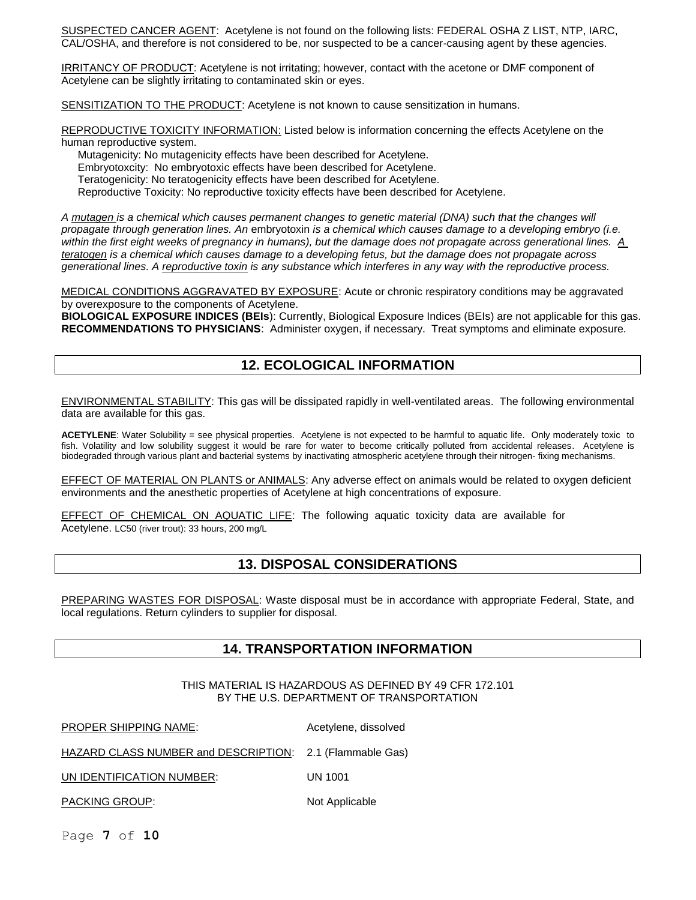<u>SUSPECTED CANCER AGENT</u>: Acetylene is not found on the following lists: FEDERAL OSHA Z LIST, NTP, IARC, CAL/OSHA, and therefore is not considered to be, nor suspected to be a cancer-causing agent by these agencies.

<u>IRRITANCY OF PRODUCT</u>: Acetylene is not irritating; however, contact with the acetone or DMF component of Acetylene can be slightly irritating to contaminated skin or eyes.

<u>SENSITIZATION TO THE PRODUCT</u>: Acetylene is not known to cause sensitization in humans.

<u>REPRODUCTIVE TOXICITY INFORMATION:</u> Listed below is information concerning the effects Acetylene on the human reproductive system.

Mutagenicity: No mutagenicity effects have been described for Acetylene.
Embryotoxcity: No embryotoxic effects have been described for Acetylene.
Teratogenicity: No teratogenicity effects have been described for Acetylene.
Reproductive Toxicity: No reproductive toxicity effects have been described for Acetylene.

*A <u>mutagen</u> is a chemical which causes permanent changes to genetic material (DNA) such that the changes will propagate through generation lines. An* embryotoxin *is a chemical which causes damage to a developing embryo (i.e. within the first eight weeks of pregnancy in humans), but the damage does not propagate across generational lines. A <u>teratogen</u> is a chemical which causes damage to a developing fetus, but the damage does not propagate across generational lines. A <u>reproductive toxin</u> is any substance which interferes in any way with the reproductive process.*

<u>MEDICAL CONDITIONS AGGRAVATED BY EXPOSURE</u>: Acute or chronic respiratory conditions may be aggravated by overexposure to the components of Acetylene.
**BIOLOGICAL EXPOSURE INDICES (BEIs)**: Currently, Biological Exposure Indices (BEIs) are not applicable for this gas.
**RECOMMENDATIONS TO PHYSICIANS**: Administer oxygen, if necessary. Treat symptoms and eliminate exposure.

## 12. ECOLOGICAL INFORMATION

<u>ENVIRONMENTAL STABILITY</u>: This gas will be dissipated rapidly in well-ventilated areas. The following environmental data are available for this gas.

**ACETYLENE**: Water Solubility = see physical properties. Acetylene is not expected to be harmful to aquatic life. Only moderately toxic to fish. Volatility and low solubility suggest it would be rare for water to become critically polluted from accidental releases. Acetylene is biodegraded through various plant and bacterial systems by inactivating atmospheric acetylene through their nitrogen- fixing mechanisms.

<u>EFFECT OF MATERIAL ON PLANTS or ANIMALS</u>: Any adverse effect on animals would be related to oxygen deficient environments and the anesthetic properties of Acetylene at high concentrations of exposure.

<u>EFFECT OF CHEMICAL ON AQUATIC LIFE</u>: The following aquatic toxicity data are available for Acetylene. LC50 (river trout): 33 hours, 200 mg/L

## 13. DISPOSAL CONSIDERATIONS

<u>PREPARING WASTES FOR DISPOSAL</u>: Waste disposal must be in accordance with appropriate Federal, State, and local regulations. Return cylinders to supplier for disposal.

## 14. TRANSPORTATION INFORMATION

THIS MATERIAL IS HAZARDOUS AS DEFINED BY 49 CFR 172.101
BY THE U.S. DEPARTMENT OF TRANSPORTATION

| | |
|---|---|
| <u>PROPER SHIPPING NAME</u>: | Acetylene, dissolved |
| <u>HAZARD CLASS NUMBER and DESCRIPTION</u>: | 2.1 (Flammable Gas) |
| <u>UN IDENTIFICATION NUMBER</u>: | UN 1001 |
| <u>PACKING GROUP</u>: | Not Applicable |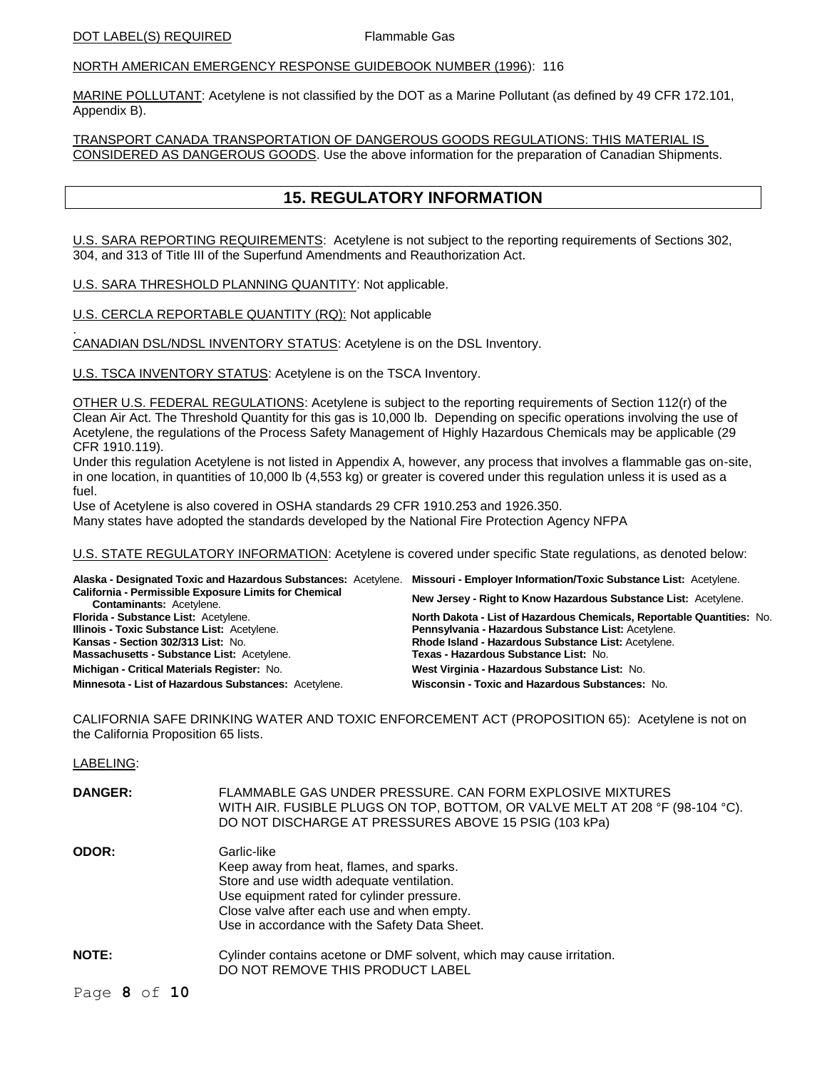DOT LABEL(S) REQUIRED Flammable Gas

NORTH AMERICAN EMERGENCY RESPONSE GUIDEBOOK NUMBER (1996): 116

MARINE POLLUTANT: Acetylene is not classified by the DOT as a Marine Pollutant (as defined by 49 CFR 172.101, Appendix B).

TRANSPORT CANADA TRANSPORTATION OF DANGEROUS GOODS REGULATIONS: THIS MATERIAL IS CONSIDERED AS DANGEROUS GOODS. Use the above information for the preparation of Canadian Shipments.

## 15. REGULATORY INFORMATION

U.S. SARA REPORTING REQUIREMENTS: Acetylene is not subject to the reporting requirements of Sections 302, 304, and 313 of Title III of the Superfund Amendments and Reauthorization Act.

U.S. SARA THRESHOLD PLANNING QUANTITY: Not applicable.

U.S. CERCLA REPORTABLE QUANTITY (RQ): Not applicable

.
CANADIAN DSL/NDSL INVENTORY STATUS: Acetylene is on the DSL Inventory.

U.S. TSCA INVENTORY STATUS: Acetylene is on the TSCA Inventory.

OTHER U.S. FEDERAL REGULATIONS: Acetylene is subject to the reporting requirements of Section 112(r) of the Clean Air Act. The Threshold Quantity for this gas is 10,000 lb. Depending on specific operations involving the use of Acetylene, the regulations of the Process Safety Management of Highly Hazardous Chemicals may be applicable (29 CFR 1910.119).
Under this regulation Acetylene is not listed in Appendix A, however, any process that involves a flammable gas on-site, in one location, in quantities of 10,000 lb (4,553 kg) or greater is covered under this regulation unless it is used as a fuel.
Use of Acetylene is also covered in OSHA standards 29 CFR 1910.253 and 1926.350.
Many states have adopted the standards developed by the National Fire Protection Agency NFPA

U.S. STATE REGULATORY INFORMATION: Acetylene is covered under specific State regulations, as denoted below:

**Alaska - Designated Toxic and Hazardous Substances:** Acetylene.
**California - Permissible Exposure Limits for Chemical Contaminants:** Acetylene.
**Florida - Substance List:** Acetylene.
**Illinois - Toxic Substance List:** Acetylene.
**Kansas - Section 302/313 List:** No.
**Massachusetts - Substance List:** Acetylene.
**Michigan - Critical Materials Register:** No.
**Minnesota - List of Hazardous Substances:** Acetylene.
**Missouri - Employer Information/Toxic Substance List:** Acetylene.
**New Jersey - Right to Know Hazardous Substance List:** Acetylene.
**North Dakota - List of Hazardous Chemicals, Reportable Quantities:** No.
**Pennsylvania - Hazardous Substance List:** Acetylene.
**Rhode Island - Hazardous Substance List:** Acetylene.
**Texas - Hazardous Substance List:** No.
**West Virginia - Hazardous Substance List:** No.
**Wisconsin - Toxic and Hazardous Substances:** No.

CALIFORNIA SAFE DRINKING WATER AND TOXIC ENFORCEMENT ACT (PROPOSITION 65): Acetylene is not on the California Proposition 65 lists.

LABELING:

**DANGER:** FLAMMABLE GAS UNDER PRESSURE. CAN FORM EXPLOSIVE MIXTURES WITH AIR. FUSIBLE PLUGS ON TOP, BOTTOM, OR VALVE MELT AT 208 °F (98-104 °C). DO NOT DISCHARGE AT PRESSURES ABOVE 15 PSIG (103 kPa)

**ODOR:** Garlic-like
Keep away from heat, flames, and sparks.
Store and use width adequate ventilation.
Use equipment rated for cylinder pressure.
Close valve after each use and when empty.
Use in accordance with the Safety Data Sheet.

**NOTE:** Cylinder contains acetone or DMF solvent, which may cause irritation.
DO NOT REMOVE THIS PRODUCT LABEL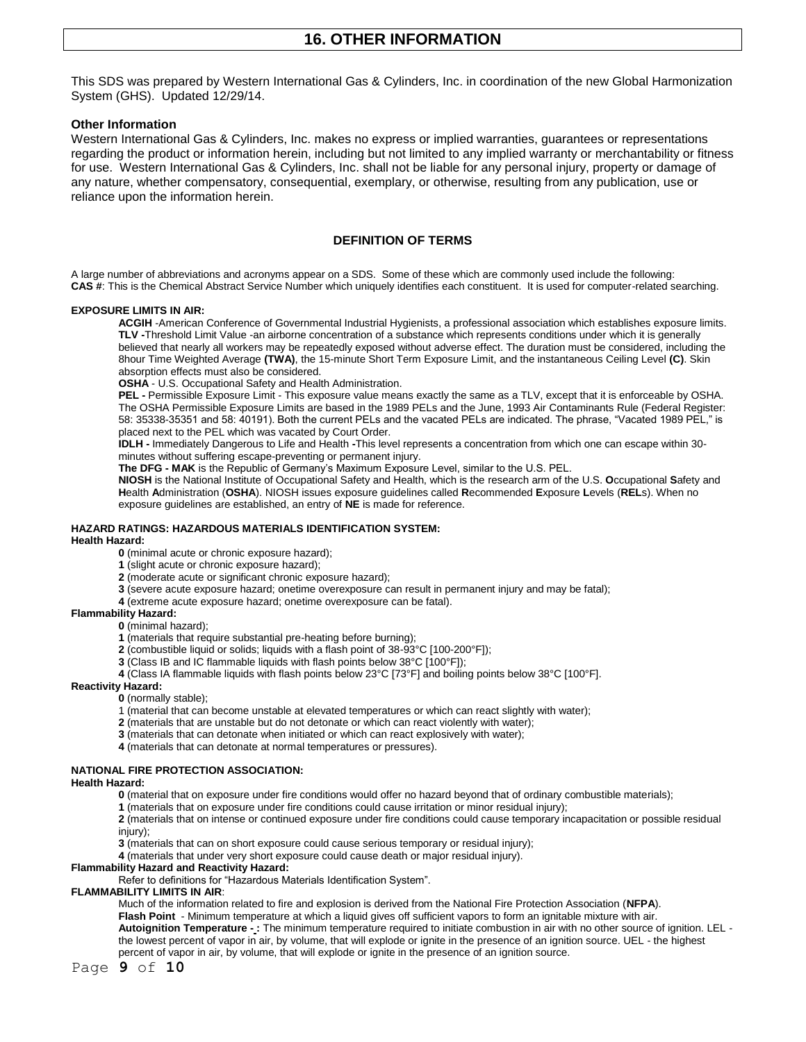# 16. OTHER INFORMATION

This SDS was prepared by Western International Gas & Cylinders, Inc. in coordination of the new Global Harmonization System (GHS). Updated 12/29/14.

**Other Information**

Western International Gas & Cylinders, Inc. makes no express or implied warranties, guarantees or representations regarding the product or information herein, including but not limited to any implied warranty or merchantability or fitness for use. Western International Gas & Cylinders, Inc. shall not be liable for any personal injury, property or damage of any nature, whether compensatory, consequential, exemplary, or otherwise, resulting from any publication, use or reliance upon the information herein.

## DEFINITION OF TERMS

A large number of abbreviations and acronyms appear on a SDS. Some of these which are commonly used include the following:

**CAS #**: This is the Chemical Abstract Service Number which uniquely identifies each constituent. It is used for computer-related searching.

**EXPOSURE LIMITS IN AIR:**

**ACGIH** -American Conference of Governmental Industrial Hygienists, a professional association which establishes exposure limits. **TLV -**Threshold Limit Value -an airborne concentration of a substance which represents conditions under which it is generally believed that nearly all workers may be repeatedly exposed without adverse effect. The duration must be considered, including the 8hour Time Weighted Average **(TWA)**, the 15-minute Short Term Exposure Limit, and the instantaneous Ceiling Level **(C)**. Skin absorption effects must also be considered.

**OSHA** - U.S. Occupational Safety and Health Administration.

**PEL -** Permissible Exposure Limit - This exposure value means exactly the same as a TLV, except that it is enforceable by OSHA. The OSHA Permissible Exposure Limits are based in the 1989 PELs and the June, 1993 Air Contaminants Rule (Federal Register: 58: 35338-35351 and 58: 40191). Both the current PELs and the vacated PELs are indicated. The phrase, "Vacated 1989 PEL," is placed next to the PEL which was vacated by Court Order.

**IDLH -** Immediately Dangerous to Life and Health **-**This level represents a concentration from which one can escape within 30-minutes without suffering escape-preventing or permanent injury.

**The DFG - MAK** is the Republic of Germany's Maximum Exposure Level, similar to the U.S. PEL.

**NIOSH** is the National Institute of Occupational Safety and Health, which is the research arm of the U.S. **O**ccupational **S**afety and **H**ealth **A**dministration (**OSHA**). NIOSH issues exposure guidelines called **R**ecommended **E**xposure **L**evels (**REL**s). When no exposure guidelines are established, an entry of **NE** is made for reference.

**HAZARD RATINGS: HAZARDOUS MATERIALS IDENTIFICATION SYSTEM:**

**Health Hazard:**

- **0** (minimal acute or chronic exposure hazard);
- **1** (slight acute or chronic exposure hazard);
- **2** (moderate acute or significant chronic exposure hazard);
- **3** (severe acute exposure hazard; onetime overexposure can result in permanent injury and may be fatal);
- **4** (extreme acute exposure hazard; onetime overexposure can be fatal).

**Flammability Hazard:**

- **0** (minimal hazard);
- **1** (materials that require substantial pre-heating before burning);
- **2** (combustible liquid or solids; liquids with a flash point of 38-93°C [100-200°F]);
- **3** (Class IB and IC flammable liquids with flash points below 38°C [100°F]);
- **4** (Class IA flammable liquids with flash points below 23°C [73°F] and boiling points below 38°C [100°F].

**Reactivity Hazard:**

- **0** (normally stable);
- 1 (material that can become unstable at elevated temperatures or which can react slightly with water);
- **2** (materials that are unstable but do not detonate or which can react violently with water);
- **3** (materials that can detonate when initiated or which can react explosively with water);
- **4** (materials that can detonate at normal temperatures or pressures).

**NATIONAL FIRE PROTECTION ASSOCIATION:**

**Health Hazard:**

- **0** (material that on exposure under fire conditions would offer no hazard beyond that of ordinary combustible materials);
- **1** (materials that on exposure under fire conditions could cause irritation or minor residual injury);
- **2** (materials that on intense or continued exposure under fire conditions could cause temporary incapacitation or possible residual injury);
- **3** (materials that can on short exposure could cause serious temporary or residual injury);
- **4** (materials that under very short exposure could cause death or major residual injury).

**Flammability Hazard and Reactivity Hazard:**

Refer to definitions for "Hazardous Materials Identification System".

**FLAMMABILITY LIMITS IN AIR**:

Much of the information related to fire and explosion is derived from the National Fire Protection Association (**NFPA**).

**Flash Point** - Minimum temperature at which a liquid gives off sufficient vapors to form an ignitable mixture with air.

**Autoignition Temperature - :** The minimum temperature required to initiate combustion in air with no other source of ignition. LEL - the lowest percent of vapor in air, by volume, that will explode or ignite in the presence of an ignition source. UEL - the highest percent of vapor in air, by volume, that will explode or ignite in the presence of an ignition source.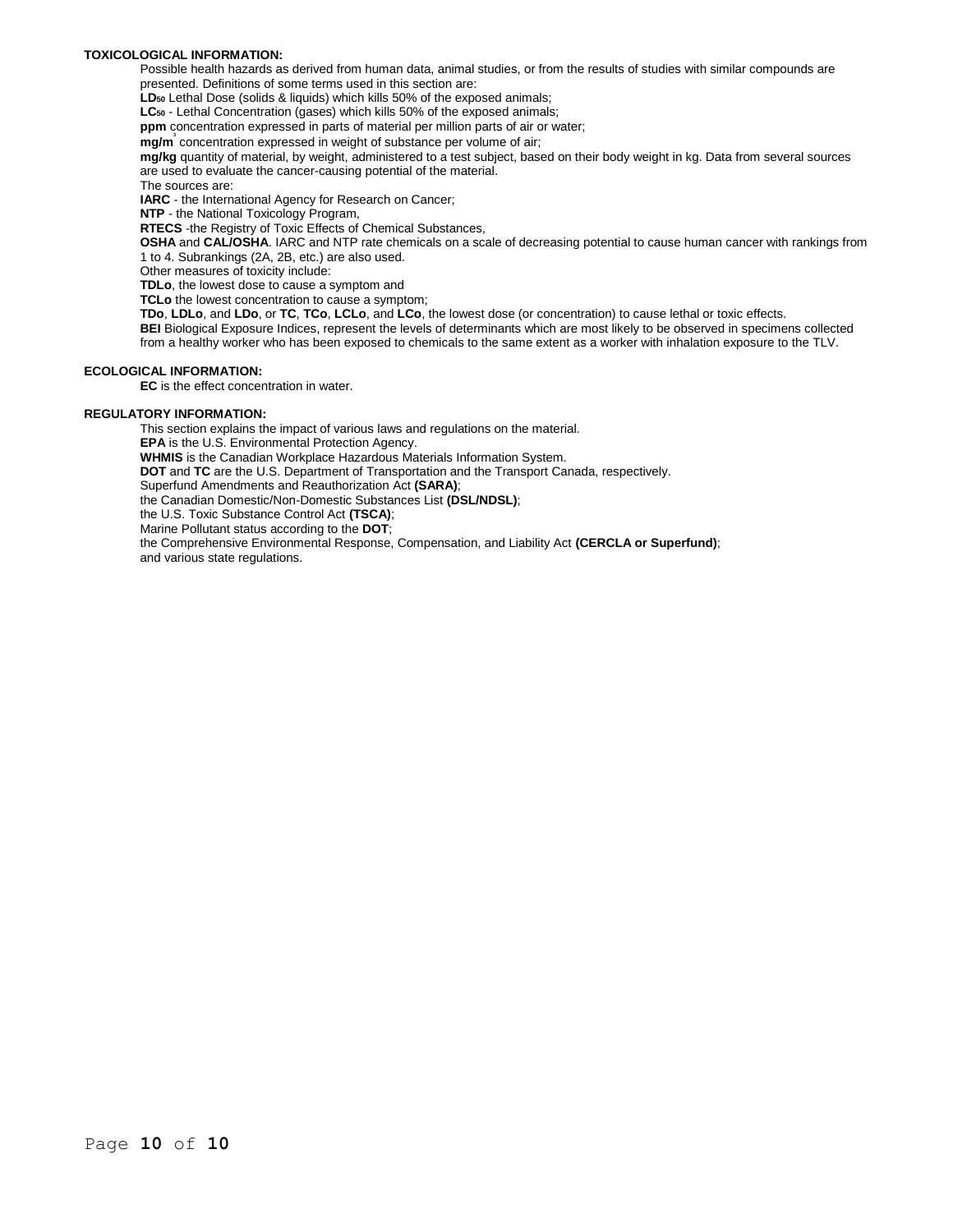**TOXICOLOGICAL INFORMATION:**

Possible health hazards as derived from human data, animal studies, or from the results of studies with similar compounds are presented. Definitions of some terms used in this section are:

**$LD_{50}$** Lethal Dose (solids & liquids) which kills 50% of the exposed animals;

**$LC_{50}$** - Lethal Concentration (gases) which kills 50% of the exposed animals;

**ppm** concentration expressed in parts of material per million parts of air or water;

**$mg/m^3$** concentration expressed in weight of substance per volume of air;

**mg/kg** quantity of material, by weight, administered to a test subject, based on their body weight in kg. Data from several sources are used to evaluate the cancer-causing potential of the material.

The sources are:

**IARC** - the International Agency for Research on Cancer;

**NTP** - the National Toxicology Program,

**RTECS** -the Registry of Toxic Effects of Chemical Substances,

**OSHA** and **CAL/OSHA**. IARC and NTP rate chemicals on a scale of decreasing potential to cause human cancer with rankings from 1 to 4. Subrankings (2A, 2B, etc.) are also used.

Other measures of toxicity include:

**TDLo**, the lowest dose to cause a symptom and

**TCLo** the lowest concentration to cause a symptom;

**TDo**, **LDLo**, and **LDo**, or **TC**, **TCo**, **LCLo**, and **LCo**, the lowest dose (or concentration) to cause lethal or toxic effects.

**BEI** Biological Exposure Indices, represent the levels of determinants which are most likely to be observed in specimens collected from a healthy worker who has been exposed to chemicals to the same extent as a worker with inhalation exposure to the TLV.

**ECOLOGICAL INFORMATION:**

**EC** is the effect concentration in water.

**REGULATORY INFORMATION:**

This section explains the impact of various laws and regulations on the material.

**EPA** is the U.S. Environmental Protection Agency.

**WHMIS** is the Canadian Workplace Hazardous Materials Information System.

**DOT** and **TC** are the U.S. Department of Transportation and the Transport Canada, respectively.

Superfund Amendments and Reauthorization Act **(SARA)**;

the Canadian Domestic/Non-Domestic Substances List **(DSL/NDSL)**;

the U.S. Toxic Substance Control Act **(TSCA)**;

Marine Pollutant status according to the **DOT**;

the Comprehensive Environmental Response, Compensation, and Liability Act **(CERCLA or Superfund)**;

and various state regulations.